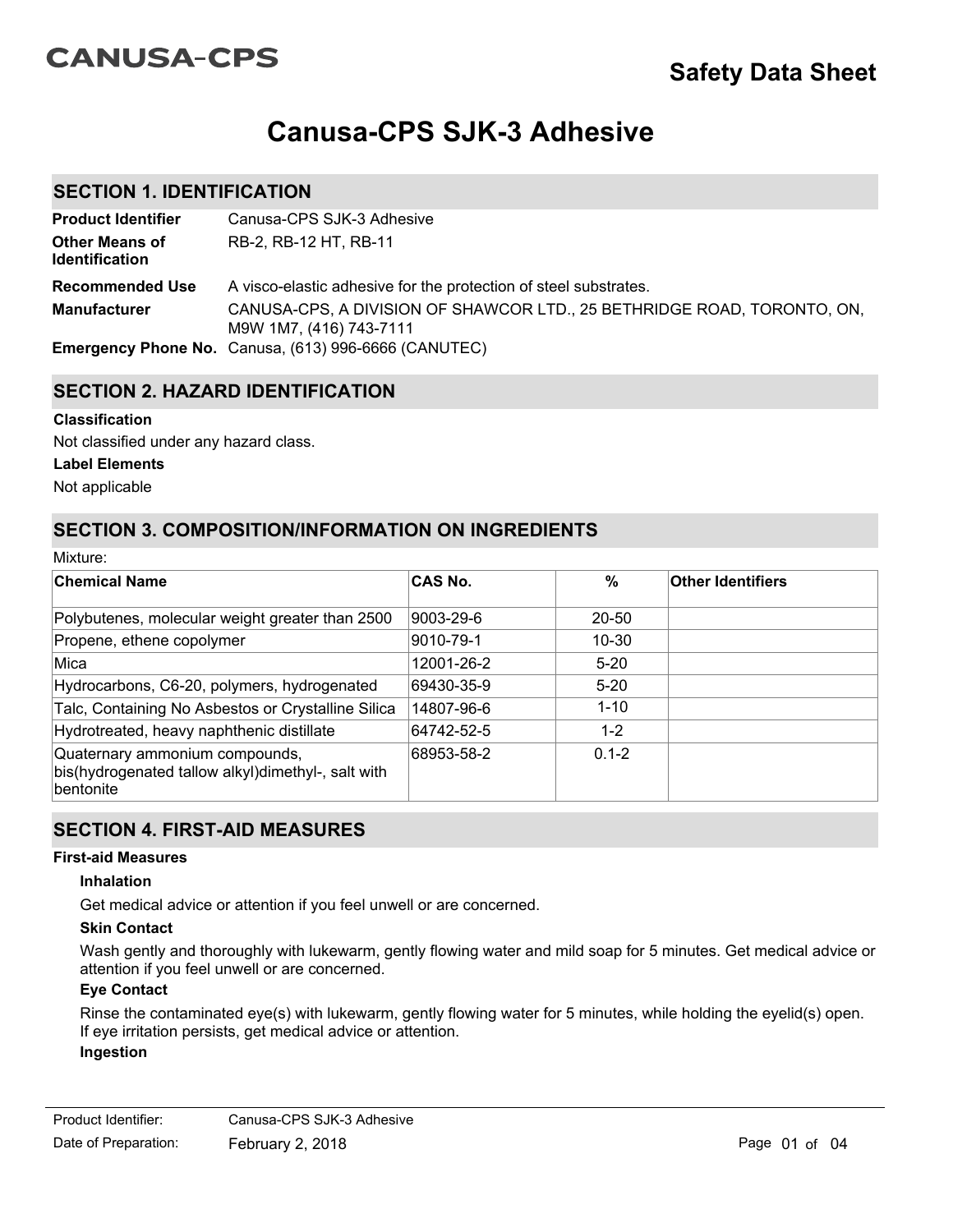# CANUSA-CPS

## Safety Data Sheet

# Canusa-CPS SJK-3 Adhesive

## SECTION 1. IDENTIFICATION

| | |
|---|---|
| **Product Identifier** | Canusa-CPS SJK-3 Adhesive |
| **Other Means of Identification** | RB-2, RB-12 HT, RB-11 |
| **Recommended Use** | A visco-elastic adhesive for the protection of steel substrates. |
| **Manufacturer** | CANUSA-CPS, A DIVISION OF SHAWCOR LTD., 25 BETHRIDGE ROAD, TORONTO, ON, M9W 1M7, (416) 743-7111 |
| **Emergency Phone No.** | Canusa, (613) 996-6666 (CANUTEC) |

## SECTION 2. HAZARD IDENTIFICATION

**Classification**

Not classified under any hazard class.

**Label Elements**

Not applicable

## SECTION 3. COMPOSITION/INFORMATION ON INGREDIENTS

Mixture:

| Chemical Name | CAS No. | % | Other Identifiers |
|---|---|---|---|
| Polybutenes, molecular weight greater than 2500 | 9003-29-6 | 20-50 | |
| Propene, ethene copolymer | 9010-79-1 | 10-30 | |
| Mica | 12001-26-2 | 5-20 | |
| Hydrocarbons, C6-20, polymers, hydrogenated | 69430-35-9 | 5-20 | |
| Talc, Containing No Asbestos or Crystalline Silica | 14807-96-6 | 1-10 | |
| Hydrotreated, heavy naphthenic distillate | 64742-52-5 | 1-2 | |
| Quaternary ammonium compounds, bis(hydrogenated tallow alkyl)dimethyl-, salt with bentonite | 68953-58-2 | 0.1-2 | |

## SECTION 4. FIRST-AID MEASURES

**First-aid Measures**

**Inhalation**

Get medical advice or attention if you feel unwell or are concerned.

**Skin Contact**

Wash gently and thoroughly with lukewarm, gently flowing water and mild soap for 5 minutes. Get medical advice or attention if you feel unwell or are concerned.

**Eye Contact**

Rinse the contaminated eye(s) with lukewarm, gently flowing water for 5 minutes, while holding the eyelid(s) open. If eye irritation persists, get medical advice or attention.

**Ingestion**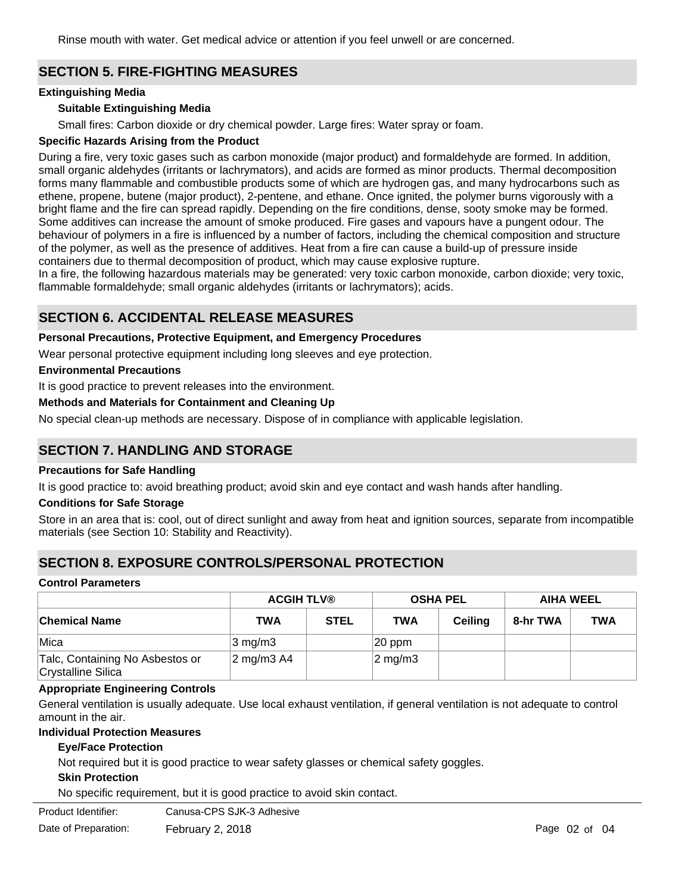Rinse mouth with water. Get medical advice or attention if you feel unwell or are concerned.

## SECTION 5. FIRE-FIGHTING MEASURES

### Extinguishing Media

#### Suitable Extinguishing Media

Small fires: Carbon dioxide or dry chemical powder. Large fires: Water spray or foam.

### Specific Hazards Arising from the Product

During a fire, very toxic gases such as carbon monoxide (major product) and formaldehyde are formed. In addition, small organic aldehydes (irritants or lachrymators), and acids are formed as minor products. Thermal decomposition forms many flammable and combustible products some of which are hydrogen gas, and many hydrocarbons such as ethene, propene, butene (major product), 2-pentene, and ethane. Once ignited, the polymer burns vigorously with a bright flame and the fire can spread rapidly. Depending on the fire conditions, dense, sooty smoke may be formed. Some additives can increase the amount of smoke produced. Fire gases and vapours have a pungent odour. The behaviour of polymers in a fire is influenced by a number of factors, including the chemical composition and structure of the polymer, as well as the presence of additives. Heat from a fire can cause a build-up of pressure inside containers due to thermal decomposition of product, which may cause explosive rupture.
In a fire, the following hazardous materials may be generated: very toxic carbon monoxide, carbon dioxide; very toxic, flammable formaldehyde; small organic aldehydes (irritants or lachrymators); acids.

## SECTION 6. ACCIDENTAL RELEASE MEASURES

### Personal Precautions, Protective Equipment, and Emergency Procedures

Wear personal protective equipment including long sleeves and eye protection.

### Environmental Precautions

It is good practice to prevent releases into the environment.

### Methods and Materials for Containment and Cleaning Up

No special clean-up methods are necessary. Dispose of in compliance with applicable legislation.

## SECTION 7. HANDLING AND STORAGE

### Precautions for Safe Handling

It is good practice to: avoid breathing product; avoid skin and eye contact and wash hands after handling.

### Conditions for Safe Storage

Store in an area that is: cool, out of direct sunlight and away from heat and ignition sources, separate from incompatible materials (see Section 10: Stability and Reactivity).

## SECTION 8. EXPOSURE CONTROLS/PERSONAL PROTECTION

### Control Parameters

| | ACGIH TLV® | | OSHA PEL | | AIHA WEEL | |
|---|---|---|---|---|---|---|
| **Chemical Name** | **TWA** | **STEL** | **TWA** | **Ceiling** | **8-hr TWA** | **TWA** |
| Mica | 3 mg/m3 | | 20 ppm | | | |
| Talc, Containing No Asbestos or Crystalline Silica | 2 mg/m3 A4 | | 2 mg/m3 | | | |

### Appropriate Engineering Controls

General ventilation is usually adequate. Use local exhaust ventilation, if general ventilation is not adequate to control amount in the air.

### Individual Protection Measures

#### Eye/Face Protection

Not required but it is good practice to wear safety glasses or chemical safety goggles.

#### Skin Protection

No specific requirement, but it is good practice to avoid skin contact.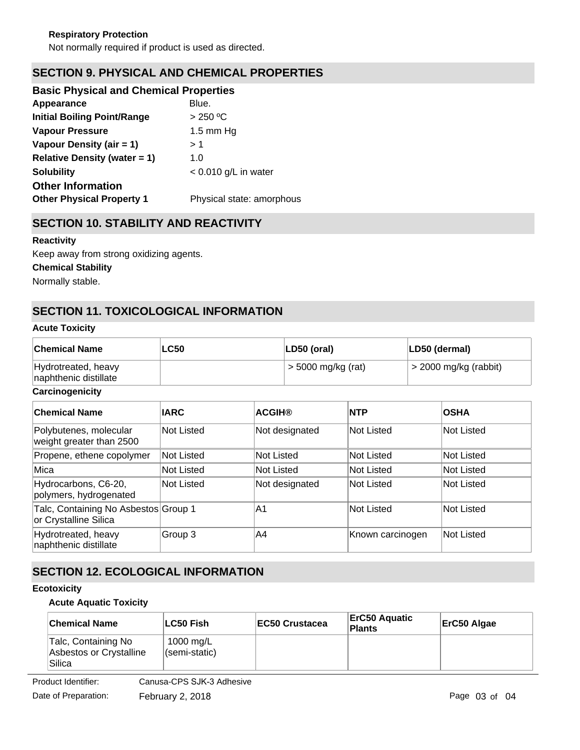**Respiratory Protection**

Not normally required if product is used as directed.

## SECTION 9. PHYSICAL AND CHEMICAL PROPERTIES

### Basic Physical and Chemical Properties

**Appearance** Blue.

**Initial Boiling Point/Range** > 250 ºC

**Vapour Pressure** 1.5 mm Hg

**Vapour Density (air = 1)** > 1

**Relative Density (water = 1)** 1.0

**Solubility** < 0.010 g/L in water

### Other Information

**Other Physical Property 1** Physical state: amorphous

## SECTION 10. STABILITY AND REACTIVITY

**Reactivity**

Keep away from strong oxidizing agents.

**Chemical Stability**

Normally stable.

## SECTION 11. TOXICOLOGICAL INFORMATION

**Acute Toxicity**

| Chemical Name | LC50 | LD50 (oral) | LD50 (dermal) |
|---|---|---|---|
| Hydrotreated, heavy naphthenic distillate | | > 5000 mg/kg (rat) | > 2000 mg/kg (rabbit) |

**Carcinogenicity**

| Chemical Name | IARC | ACGIH® | NTP | OSHA |
|---|---|---|---|---|
| Polybutenes, molecular weight greater than 2500 | Not Listed | Not designated | Not Listed | Not Listed |
| Propene, ethene copolymer | Not Listed | Not Listed | Not Listed | Not Listed |
| Mica | Not Listed | Not Listed | Not Listed | Not Listed |
| Hydrocarbons, C6-20, polymers, hydrogenated | Not Listed | Not designated | Not Listed | Not Listed |
| Talc, Containing No Asbestos or Crystalline Silica | Group 1 | A1 | Not Listed | Not Listed |
| Hydrotreated, heavy naphthenic distillate | Group 3 | A4 | Known carcinogen | Not Listed |

## SECTION 12. ECOLOGICAL INFORMATION

**Ecotoxicity**

**Acute Aquatic Toxicity**

| Chemical Name | LC50 Fish | EC50 Crustacea | ErC50 Aquatic Plants | ErC50 Algae |
|---|---|---|---|---|
| Talc, Containing No Asbestos or Crystalline Silica | 1000 mg/L (semi-static) | | | |

Product Identifier: Canusa-CPS SJK-3 Adhesive

Date of Preparation: February 2, 2018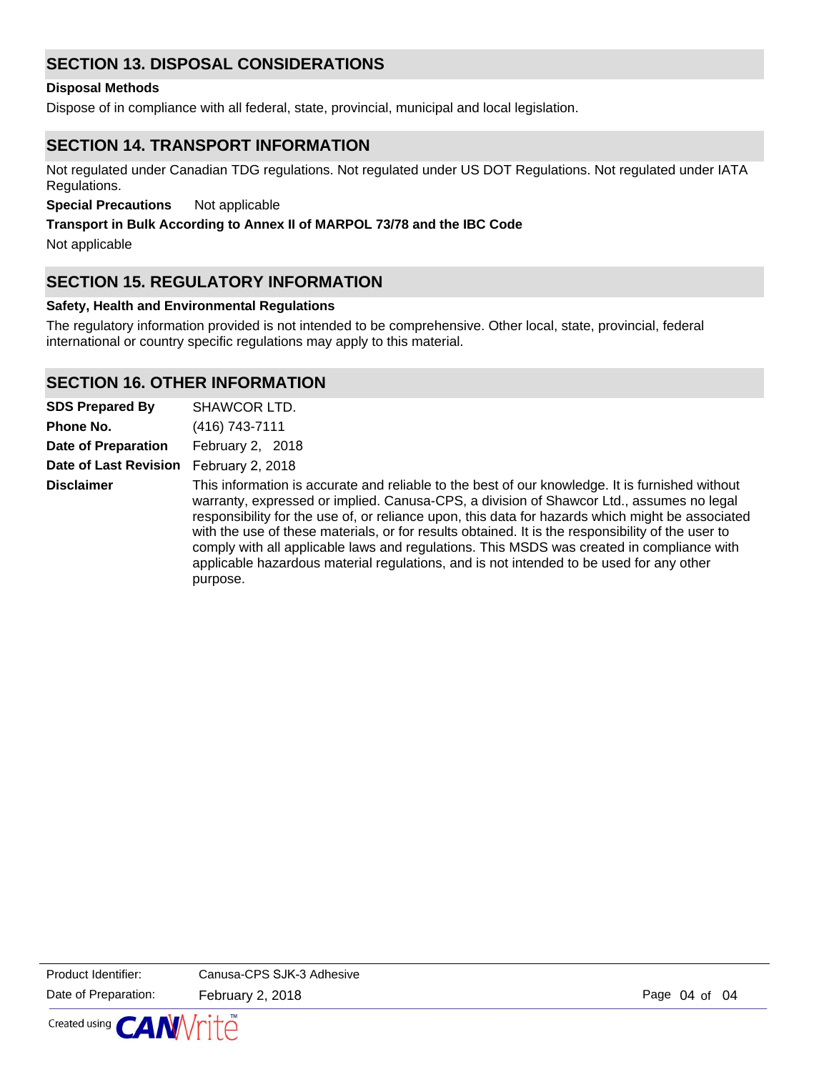## SECTION 13. DISPOSAL CONSIDERATIONS

**Disposal Methods**

Dispose of in compliance with all federal, state, provincial, municipal and local legislation.

## SECTION 14. TRANSPORT INFORMATION

Not regulated under Canadian TDG regulations. Not regulated under US DOT Regulations. Not regulated under IATA Regulations.

**Special Precautions** Not applicable

**Transport in Bulk According to Annex II of MARPOL 73/78 and the IBC Code**

Not applicable

## SECTION 15. REGULATORY INFORMATION

**Safety, Health and Environmental Regulations**

The regulatory information provided is not intended to be comprehensive. Other local, state, provincial, federal international or country specific regulations may apply to this material.

## SECTION 16. OTHER INFORMATION

| | |
|---|---|
| **SDS Prepared By** | SHAWCOR LTD. |
| **Phone No.** | (416) 743-7111 |
| **Date of Preparation** | February 2, 2018 |
| **Date of Last Revision** | February 2, 2018 |
| **Disclaimer** | This information is accurate and reliable to the best of our knowledge. It is furnished without warranty, expressed or implied. Canusa-CPS, a division of Shawcor Ltd., assumes no legal responsibility for the use of, or reliance upon, this data for hazards which might be associated with the use of these materials, or for results obtained. It is the responsibility of the user to comply with all applicable laws and regulations. This MSDS was created in compliance with applicable hazardous material regulations, and is not intended to be used for any other purpose. |